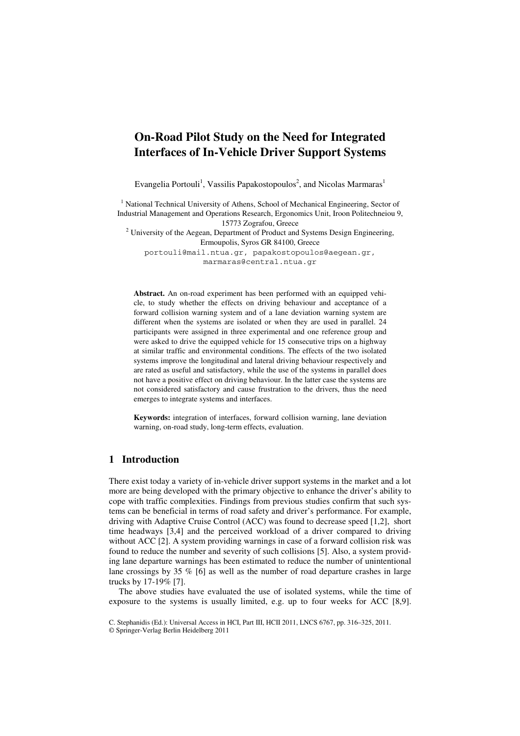# On-Road Pilot Study on the Need for Integrated Interfaces of In-Vehicle Driver Support Systems

Evangelia Portouli[1], Vassilis Papakostopoulos[2], and Nicolas Marmaras[1]

[1] National Technical University of Athens, School of Mechanical Engineering, Sector of Industrial Management and Operations Research, Ergonomics Unit, Iroon Politechneiou 9, 15773 Zografou, Greece

[2] University of the Aegean, Department of Product and Systems Design Engineering, Ermoupolis, Syros GR 84100, Greece

portouli@mail.ntua.gr, papakostopoulos@aegean.gr, marmaras@central.ntua.gr

**Abstract.** An on-road experiment has been performed with an equipped vehicle, to study whether the effects on driving behaviour and acceptance of a forward collision warning system and of a lane deviation warning system are different when the systems are isolated or when they are used in parallel. 24 participants were assigned in three experimental and one reference group and were asked to drive the equipped vehicle for 15 consecutive trips on a highway at similar traffic and environmental conditions. The effects of the two isolated systems improve the longitudinal and lateral driving behaviour respectively and are rated as useful and satisfactory, while the use of the systems in parallel does not have a positive effect on driving behaviour. In the latter case the systems are not considered satisfactory and cause frustration to the drivers, thus the need emerges to integrate systems and interfaces.

**Keywords:** integration of interfaces, forward collision warning, lane deviation warning, on-road study, long-term effects, evaluation.

## 1 Introduction

There exist today a variety of in-vehicle driver support systems in the market and a lot more are being developed with the primary objective to enhance the driver's ability to cope with traffic complexities. Findings from previous studies confirm that such systems can be beneficial in terms of road safety and driver's performance. For example, driving with Adaptive Cruise Control (ACC) was found to decrease speed [1,2], short time headways [3,4] and the perceived workload of a driver compared to driving without ACC [2]. A system providing warnings in case of a forward collision risk was found to reduce the number and severity of such collisions [5]. Also, a system providing lane departure warnings has been estimated to reduce the number of unintentional lane crossings by 35 % [6] as well as the number of road departure crashes in large trucks by 17-19% [7].

The above studies have evaluated the use of isolated systems, while the time of exposure to the systems is usually limited, e.g. up to four weeks for ACC [8,9].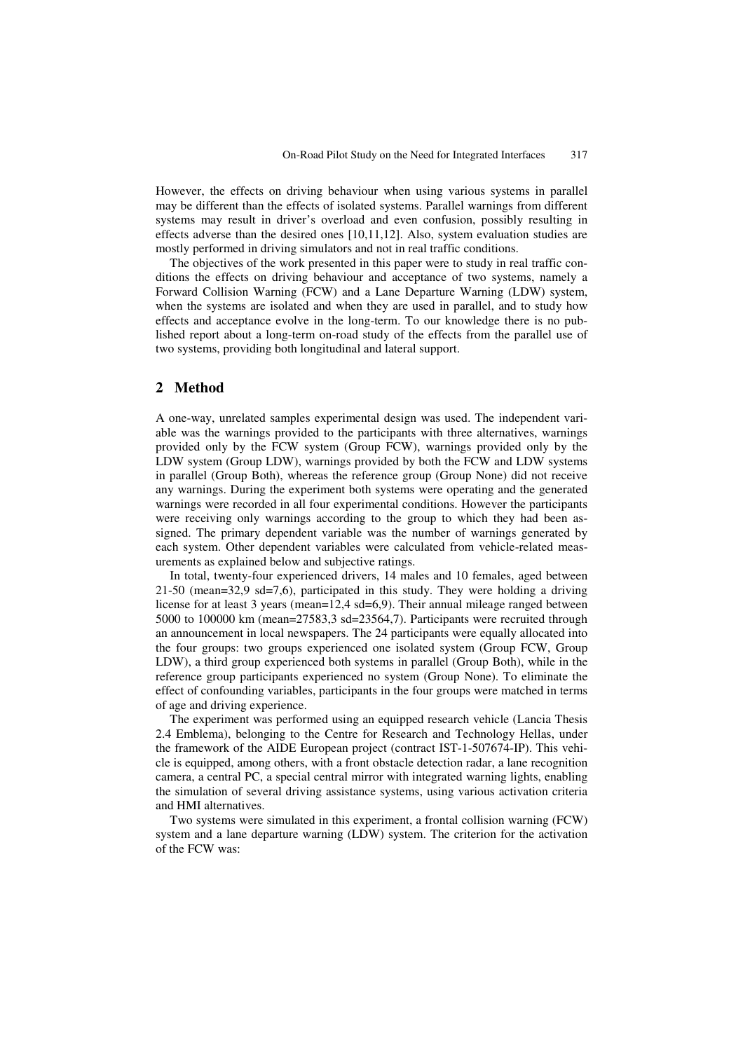However, the effects on driving behaviour when using various systems in parallel may be different than the effects of isolated systems. Parallel warnings from different systems may result in driver's overload and even confusion, possibly resulting in effects adverse than the desired ones [10,11,12]. Also, system evaluation studies are mostly performed in driving simulators and not in real traffic conditions.

The objectives of the work presented in this paper were to study in real traffic conditions the effects on driving behaviour and acceptance of two systems, namely a Forward Collision Warning (FCW) and a Lane Departure Warning (LDW) system, when the systems are isolated and when they are used in parallel, and to study how effects and acceptance evolve in the long-term. To our knowledge there is no published report about a long-term on-road study of the effects from the parallel use of two systems, providing both longitudinal and lateral support.

## 2 Method

A one-way, unrelated samples experimental design was used. The independent variable was the warnings provided to the participants with three alternatives, warnings provided only by the FCW system (Group FCW), warnings provided only by the LDW system (Group LDW), warnings provided by both the FCW and LDW systems in parallel (Group Both), whereas the reference group (Group None) did not receive any warnings. During the experiment both systems were operating and the generated warnings were recorded in all four experimental conditions. However the participants were receiving only warnings according to the group to which they had been assigned. The primary dependent variable was the number of warnings generated by each system. Other dependent variables were calculated from vehicle-related measurements as explained below and subjective ratings.

In total, twenty-four experienced drivers, 14 males and 10 females, aged between 21-50 (mean=32,9 sd=7,6), participated in this study. They were holding a driving license for at least 3 years (mean=12,4 sd=6,9). Their annual mileage ranged between 5000 to 100000 km (mean=27583,3 sd=23564,7). Participants were recruited through an announcement in local newspapers. The 24 participants were equally allocated into the four groups: two groups experienced one isolated system (Group FCW, Group LDW), a third group experienced both systems in parallel (Group Both), while in the reference group participants experienced no system (Group None). To eliminate the effect of confounding variables, participants in the four groups were matched in terms of age and driving experience.

The experiment was performed using an equipped research vehicle (Lancia Thesis 2.4 Emblema), belonging to the Centre for Research and Technology Hellas, under the framework of the AIDE European project (contract IST-1-507674-IP). This vehicle is equipped, among others, with a front obstacle detection radar, a lane recognition camera, a central PC, a special central mirror with integrated warning lights, enabling the simulation of several driving assistance systems, using various activation criteria and HMI alternatives.

Two systems were simulated in this experiment, a frontal collision warning (FCW) system and a lane departure warning (LDW) system. The criterion for the activation of the FCW was: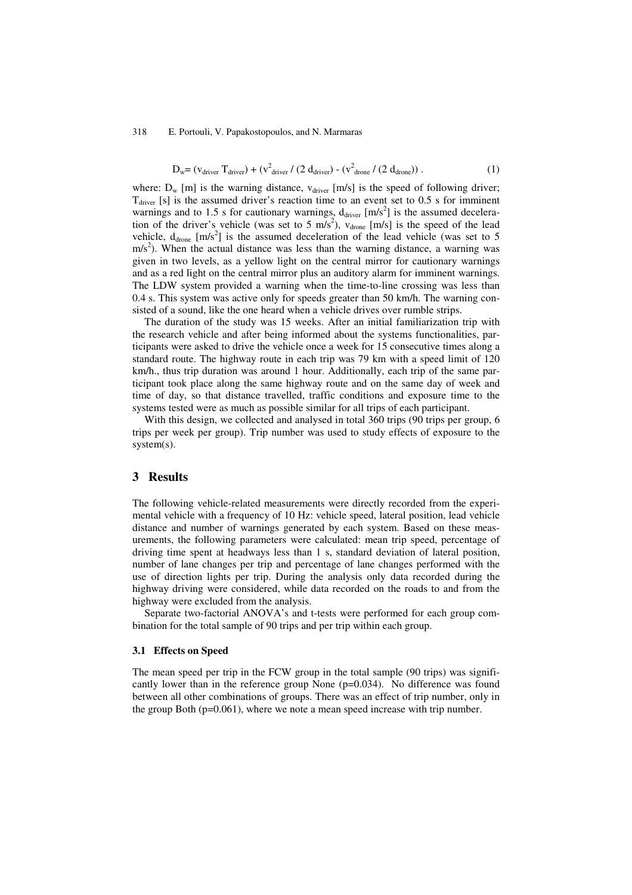$$D_w = (v_{driver}\, T_{driver}) + (v^2_{driver} / (2\, d_{driver}) - (v^2_{drone} / (2\, d_{drone}))\ . \qquad (1)$$

where: $D_w$ [m] is the warning distance, $v_{driver}$ [m/s] is the speed of following driver; $T_{driver}$ [s] is the assumed driver's reaction time to an event set to 0.5 s for imminent warnings and to 1.5 s for cautionary warnings, $d_{driver}$ [m/s$^2$] is the assumed deceleration of the driver's vehicle (was set to 5 m/s$^2$), $v_{drone}$ [m/s] is the speed of the lead vehicle, $d_{drone}$ [m/s$^2$] is the assumed deceleration of the lead vehicle (was set to 5 m/s$^2$). When the actual distance was less than the warning distance, a warning was given in two levels, as a yellow light on the central mirror for cautionary warnings and as a red light on the central mirror plus an auditory alarm for imminent warnings. The LDW system provided a warning when the time-to-line crossing was less than 0.4 s. This system was active only for speeds greater than 50 km/h. The warning consisted of a sound, like the one heard when a vehicle drives over rumble strips.

The duration of the study was 15 weeks. After an initial familiarization trip with the research vehicle and after being informed about the systems functionalities, participants were asked to drive the vehicle once a week for 15 consecutive times along a standard route. The highway route in each trip was 79 km with a speed limit of 120 km/h., thus trip duration was around 1 hour. Additionally, each trip of the same participant took place along the same highway route and on the same day of week and time of day, so that distance travelled, traffic conditions and exposure time to the systems tested were as much as possible similar for all trips of each participant.

With this design, we collected and analysed in total 360 trips (90 trips per group, 6 trips per week per group). Trip number was used to study effects of exposure to the system(s).

## 3 Results

The following vehicle-related measurements were directly recorded from the experimental vehicle with a frequency of 10 Hz: vehicle speed, lateral position, lead vehicle distance and number of warnings generated by each system. Based on these measurements, the following parameters were calculated: mean trip speed, percentage of driving time spent at headways less than 1 s, standard deviation of lateral position, number of lane changes per trip and percentage of lane changes performed with the use of direction lights per trip. During the analysis only data recorded during the highway driving were considered, while data recorded on the roads to and from the highway were excluded from the analysis.

Separate two-factorial ANOVA's and t-tests were performed for each group combination for the total sample of 90 trips and per trip within each group.

### 3.1 Effects on Speed

The mean speed per trip in the FCW group in the total sample (90 trips) was significantly lower than in the reference group None ($p=0.034$). No difference was found between all other combinations of groups. There was an effect of trip number, only in the group Both ($p=0.061$), where we note a mean speed increase with trip number.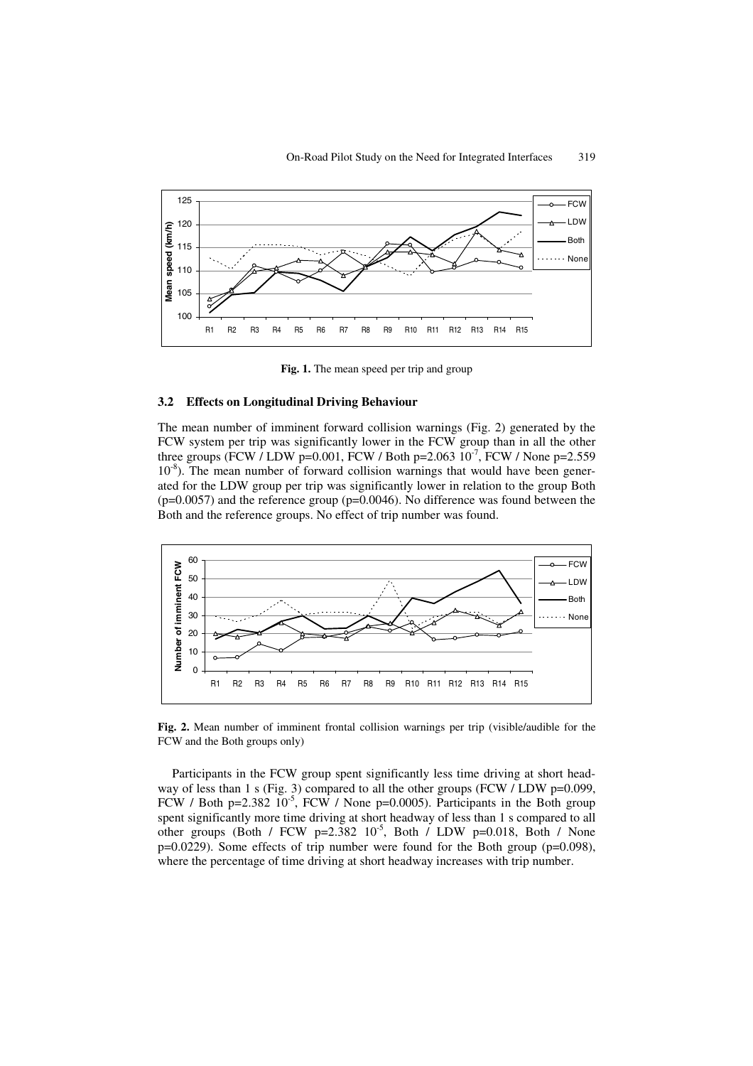**Fig. 1.** The mean speed per trip and group

### 3.2 Effects on Longitudinal Driving Behaviour

The mean number of imminent forward collision warnings (Fig. 2) generated by the FCW system per trip was significantly lower in the FCW group than in all the other three groups (FCW / LDW $p=0.001$, FCW / Both $p=2.063\ 10^{-7}$, FCW / None $p=2.559\ 10^{-8}$). The mean number of forward collision warnings that would have been generated for the LDW group per trip was significantly lower in relation to the group Both ($p=0.0057$) and the reference group ($p=0.0046$). No difference was found between the Both and the reference groups. No effect of trip number was found.

**Fig. 2.** Mean number of imminent frontal collision warnings per trip (visible/audible for the FCW and the Both groups only)

Participants in the FCW group spent significantly less time driving at short headway of less than 1 s (Fig. 3) compared to all the other groups (FCW / LDW $p=0.099$, FCW / Both $p=2.382\ 10^{-5}$, FCW / None $p=0.0005$). Participants in the Both group spent significantly more time driving at short headway of less than 1 s compared to all other groups (Both / FCW $p=2.382\ 10^{-5}$, Both / LDW $p=0.018$, Both / None $p=0.0229$). Some effects of trip number were found for the Both group ($p=0.098$), where the percentage of time driving at short headway increases with trip number.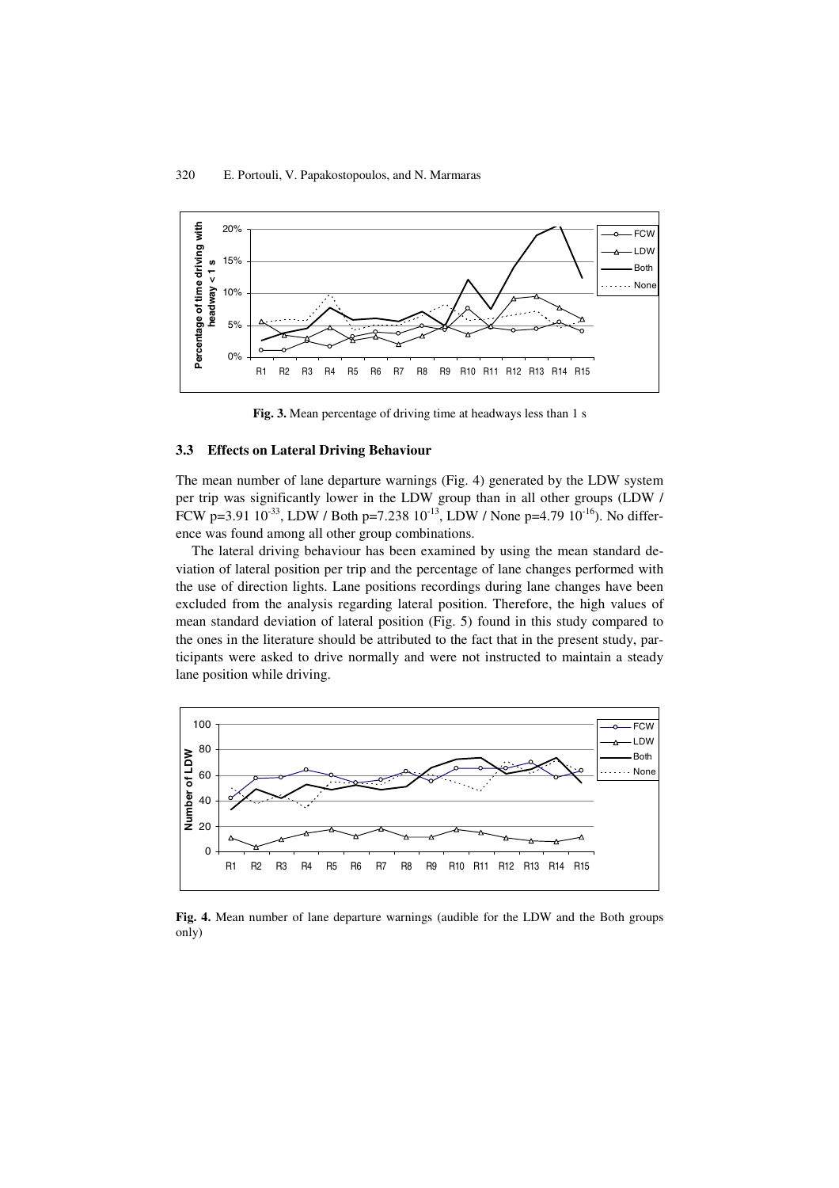**Fig. 3.** Mean percentage of driving time at headways less than 1 s

### 3.3 Effects on Lateral Driving Behaviour

The mean number of lane departure warnings (Fig. 4) generated by the LDW system per trip was significantly lower in the LDW group than in all other groups (LDW / FCW $p=3.91\ 10^{-33}$, LDW / Both $p=7.238\ 10^{-13}$, LDW / None $p=4.79\ 10^{-16}$). No difference was found among all other group combinations.

The lateral driving behaviour has been examined by using the mean standard deviation of lateral position per trip and the percentage of lane changes performed with the use of direction lights. Lane positions recordings during lane changes have been excluded from the analysis regarding lateral position. Therefore, the high values of mean standard deviation of lateral position (Fig. 5) found in this study compared to the ones in the literature should be attributed to the fact that in the present study, participants were asked to drive normally and were not instructed to maintain a steady lane position while driving.

**Fig. 4.** Mean number of lane departure warnings (audible for the LDW and the Both groups only)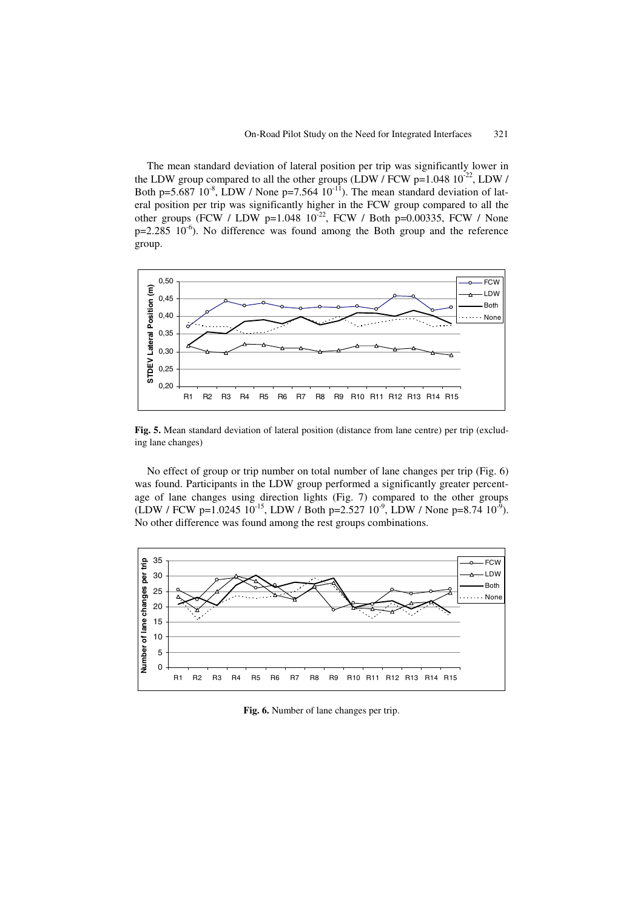The mean standard deviation of lateral position per trip was significantly lower in the LDW group compared to all the other groups (LDW / FCW $p=1.048\ 10^{-22}$, LDW / Both $p=5.687\ 10^{-8}$, LDW / None $p=7.564\ 10^{-11}$). The mean standard deviation of lateral position per trip was significantly higher in the FCW group compared to all the other groups (FCW / LDW $p=1.048\ 10^{-22}$, FCW / Both $p=0.00335$, FCW / None $p=2.285\ 10^{-6}$). No difference was found among the Both group and the reference group.

**Fig. 5.** Mean standard deviation of lateral position (distance from lane centre) per trip (excluding lane changes)

No effect of group or trip number on total number of lane changes per trip (Fig. 6) was found. Participants in the LDW group performed a significantly greater percentage of lane changes using direction lights (Fig. 7) compared to the other groups (LDW / FCW $p=1.0245\ 10^{-15}$, LDW / Both $p=2.527\ 10^{-9}$, LDW / None $p=8.74\ 10^{-9}$). No other difference was found among the rest groups combinations.

**Fig. 6.** Number of lane changes per trip.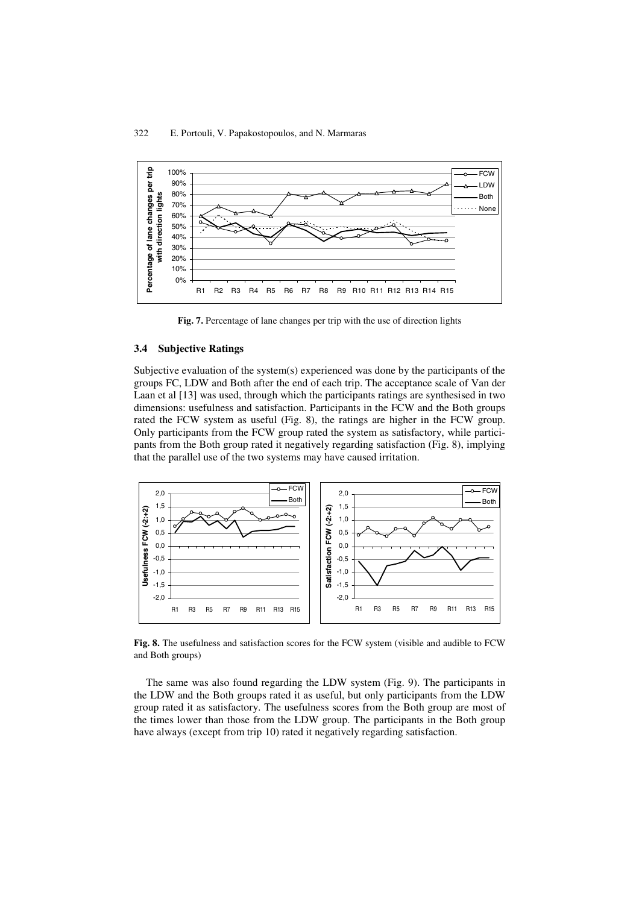**Fig. 7.** Percentage of lane changes per trip with the use of direction lights

### 3.4 Subjective Ratings

Subjective evaluation of the system(s) experienced was done by the participants of the groups FC, LDW and Both after the end of each trip. The acceptance scale of Van der Laan et al [13] was used, through which the participants ratings are synthesised in two dimensions: usefulness and satisfaction. Participants in the FCW and the Both groups rated the FCW system as useful (Fig. 8), the ratings are higher in the FCW group. Only participants from the FCW group rated the system as satisfactory, while participants from the Both group rated it negatively regarding satisfaction (Fig. 8), implying that the parallel use of the two systems may have caused irritation.

**Fig. 8.** The usefulness and satisfaction scores for the FCW system (visible and audible to FCW and Both groups)

The same was also found regarding the LDW system (Fig. 9). The participants in the LDW and the Both groups rated it as useful, but only participants from the LDW group rated it as satisfactory. The usefulness scores from the Both group are most of the times lower than those from the LDW group. The participants in the Both group have always (except from trip 10) rated it negatively regarding satisfaction.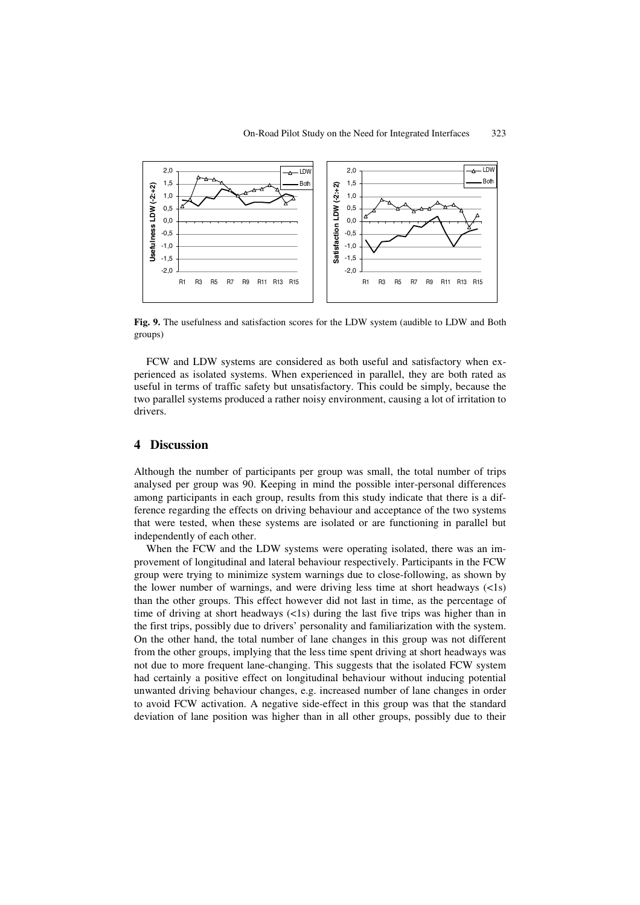**Fig. 9.** The usefulness and satisfaction scores for the LDW system (audible to LDW and Both groups)

FCW and LDW systems are considered as both useful and satisfactory when experienced as isolated systems. When experienced in parallel, they are both rated as useful in terms of traffic safety but unsatisfactory. This could be simply, because the two parallel systems produced a rather noisy environment, causing a lot of irritation to drivers.

## 4 Discussion

Although the number of participants per group was small, the total number of trips analysed per group was 90. Keeping in mind the possible inter-personal differences among participants in each group, results from this study indicate that there is a difference regarding the effects on driving behaviour and acceptance of the two systems that were tested, when these systems are isolated or are functioning in parallel but independently of each other.

When the FCW and the LDW systems were operating isolated, there was an improvement of longitudinal and lateral behaviour respectively. Participants in the FCW group were trying to minimize system warnings due to close-following, as shown by the lower number of warnings, and were driving less time at short headways (<1s) than the other groups. This effect however did not last in time, as the percentage of time of driving at short headways (<1s) during the last five trips was higher than in the first trips, possibly due to drivers' personality and familiarization with the system. On the other hand, the total number of lane changes in this group was not different from the other groups, implying that the less time spent driving at short headways was not due to more frequent lane-changing. This suggests that the isolated FCW system had certainly a positive effect on longitudinal behaviour without inducing potential unwanted driving behaviour changes, e.g. increased number of lane changes in order to avoid FCW activation. A negative side-effect in this group was that the standard deviation of lane position was higher than in all other groups, possibly due to their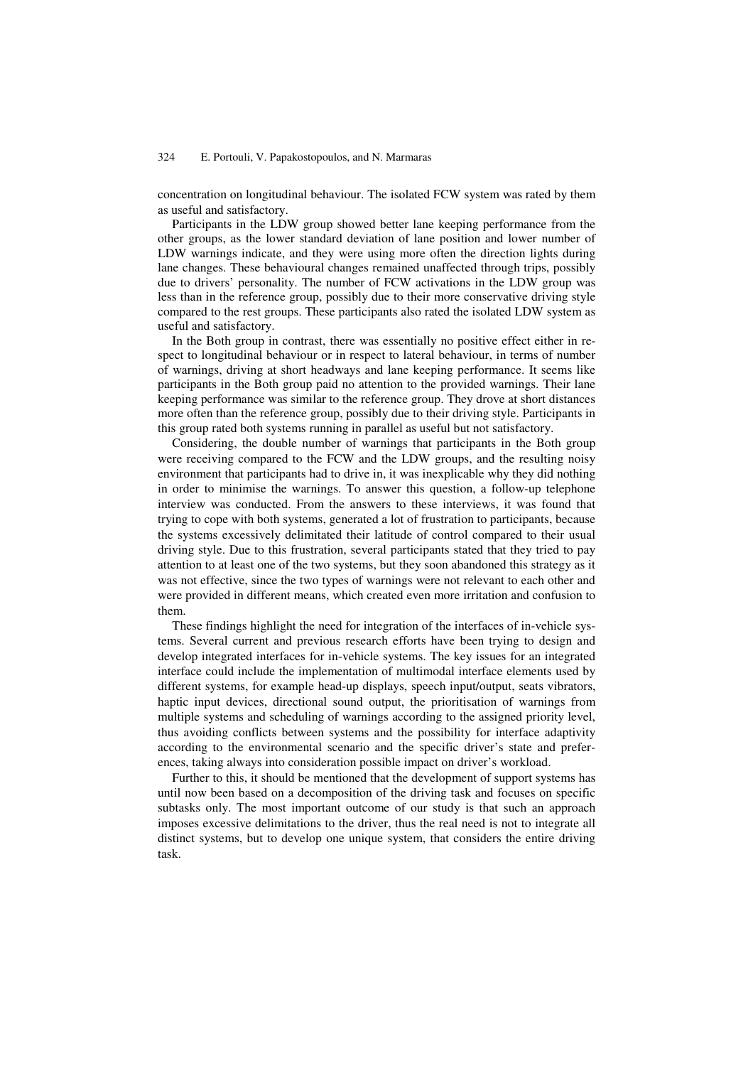concentration on longitudinal behaviour. The isolated FCW system was rated by them as useful and satisfactory.

Participants in the LDW group showed better lane keeping performance from the other groups, as the lower standard deviation of lane position and lower number of LDW warnings indicate, and they were using more often the direction lights during lane changes. These behavioural changes remained unaffected through trips, possibly due to drivers' personality. The number of FCW activations in the LDW group was less than in the reference group, possibly due to their more conservative driving style compared to the rest groups. These participants also rated the isolated LDW system as useful and satisfactory.

In the Both group in contrast, there was essentially no positive effect either in respect to longitudinal behaviour or in respect to lateral behaviour, in terms of number of warnings, driving at short headways and lane keeping performance. It seems like participants in the Both group paid no attention to the provided warnings. Their lane keeping performance was similar to the reference group. They drove at short distances more often than the reference group, possibly due to their driving style. Participants in this group rated both systems running in parallel as useful but not satisfactory.

Considering, the double number of warnings that participants in the Both group were receiving compared to the FCW and the LDW groups, and the resulting noisy environment that participants had to drive in, it was inexplicable why they did nothing in order to minimise the warnings. To answer this question, a follow-up telephone interview was conducted. From the answers to these interviews, it was found that trying to cope with both systems, generated a lot of frustration to participants, because the systems excessively delimitated their latitude of control compared to their usual driving style. Due to this frustration, several participants stated that they tried to pay attention to at least one of the two systems, but they soon abandoned this strategy as it was not effective, since the two types of warnings were not relevant to each other and were provided in different means, which created even more irritation and confusion to them.

These findings highlight the need for integration of the interfaces of in-vehicle systems. Several current and previous research efforts have been trying to design and develop integrated interfaces for in-vehicle systems. The key issues for an integrated interface could include the implementation of multimodal interface elements used by different systems, for example head-up displays, speech input/output, seats vibrators, haptic input devices, directional sound output, the prioritisation of warnings from multiple systems and scheduling of warnings according to the assigned priority level, thus avoiding conflicts between systems and the possibility for interface adaptivity according to the environmental scenario and the specific driver's state and preferences, taking always into consideration possible impact on driver's workload.

Further to this, it should be mentioned that the development of support systems has until now been based on a decomposition of the driving task and focuses on specific subtasks only. The most important outcome of our study is that such an approach imposes excessive delimitations to the driver, thus the real need is not to integrate all distinct systems, but to develop one unique system, that considers the entire driving task.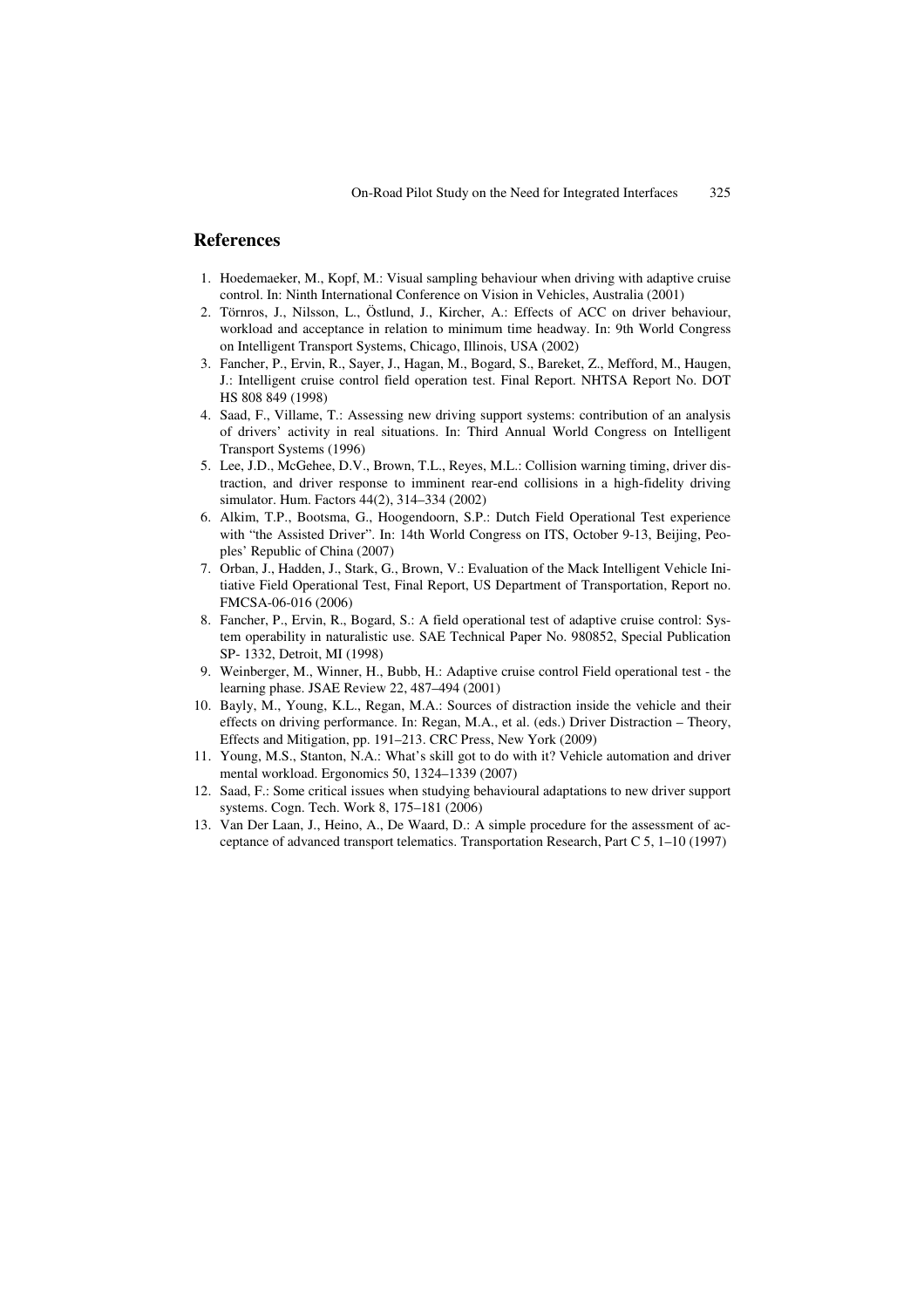## References

1. Hoedemaeker, M., Kopf, M.: Visual sampling behaviour when driving with adaptive cruise control. In: Ninth International Conference on Vision in Vehicles, Australia (2001)
2. Törnros, J., Nilsson, L., Östlund, J., Kircher, A.: Effects of ACC on driver behaviour, workload and acceptance in relation to minimum time headway. In: 9th World Congress on Intelligent Transport Systems, Chicago, Illinois, USA (2002)
3. Fancher, P., Ervin, R., Sayer, J., Hagan, M., Bogard, S., Bareket, Z., Mefford, M., Haugen, J.: Intelligent cruise control field operation test. Final Report. NHTSA Report No. DOT HS 808 849 (1998)
4. Saad, F., Villame, T.: Assessing new driving support systems: contribution of an analysis of drivers' activity in real situations. In: Third Annual World Congress on Intelligent Transport Systems (1996)
5. Lee, J.D., McGehee, D.V., Brown, T.L., Reyes, M.L.: Collision warning timing, driver distraction, and driver response to imminent rear-end collisions in a high-fidelity driving simulator. Hum. Factors 44(2), 314–334 (2002)
6. Alkim, T.P., Bootsma, G., Hoogendoorn, S.P.: Dutch Field Operational Test experience with "the Assisted Driver". In: 14th World Congress on ITS, October 9-13, Beijing, Peoples' Republic of China (2007)
7. Orban, J., Hadden, J., Stark, G., Brown, V.: Evaluation of the Mack Intelligent Vehicle Initiative Field Operational Test, Final Report, US Department of Transportation, Report no. FMCSA-06-016 (2006)
8. Fancher, P., Ervin, R., Bogard, S.: A field operational test of adaptive cruise control: System operability in naturalistic use. SAE Technical Paper No. 980852, Special Publication SP- 1332, Detroit, MI (1998)
9. Weinberger, M., Winner, H., Bubb, H.: Adaptive cruise control Field operational test - the learning phase. JSAE Review 22, 487–494 (2001)
10. Bayly, M., Young, K.L., Regan, M.A.: Sources of distraction inside the vehicle and their effects on driving performance. In: Regan, M.A., et al. (eds.) Driver Distraction – Theory, Effects and Mitigation, pp. 191–213. CRC Press, New York (2009)
11. Young, M.S., Stanton, N.A.: What's skill got to do with it? Vehicle automation and driver mental workload. Ergonomics 50, 1324–1339 (2007)
12. Saad, F.: Some critical issues when studying behavioural adaptations to new driver support systems. Cogn. Tech. Work 8, 175–181 (2006)
13. Van Der Laan, J., Heino, A., De Waard, D.: A simple procedure for the assessment of acceptance of advanced transport telematics. Transportation Research, Part C 5, 1–10 (1997)